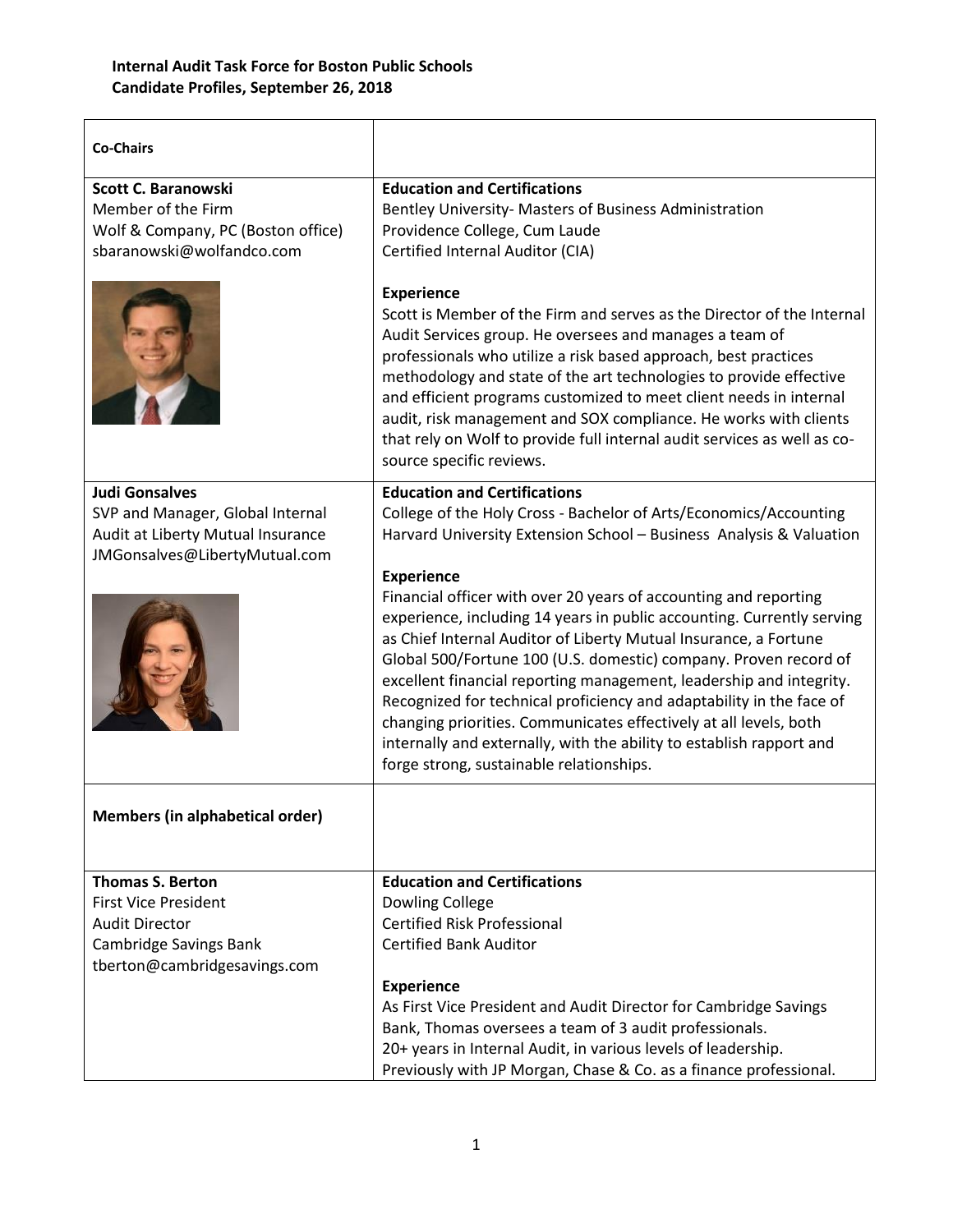**Internal Audit Task Force for Boston Public Schools**
**Candidate Profiles, September 26, 2018**

| **Co-Chairs** | |
|---|---|
| **Scott C. Baranowski**<br>Member of the Firm<br>Wolf & Company, PC (Boston office)<br>sbaranowski@wolfandco.com | **Education and Certifications**<br>Bentley University- Masters of Business Administration<br>Providence College, Cum Laude<br>Certified Internal Auditor (CIA)<br><br>**Experience**<br>Scott is Member of the Firm and serves as the Director of the Internal Audit Services group. He oversees and manages a team of professionals who utilize a risk based approach, best practices methodology and state of the art technologies to provide effective and efficient programs customized to meet client needs in internal audit, risk management and SOX compliance. He works with clients that rely on Wolf to provide full internal audit services as well as co-source specific reviews. |
| **Judi Gonsalves**<br>SVP and Manager, Global Internal Audit at Liberty Mutual Insurance<br>JMGonsalves@LibertyMutual.com | **Education and Certifications**<br>College of the Holy Cross - Bachelor of Arts/Economics/Accounting<br>Harvard University Extension School – Business Analysis & Valuation<br><br>**Experience**<br>Financial officer with over 20 years of accounting and reporting experience, including 14 years in public accounting. Currently serving as Chief Internal Auditor of Liberty Mutual Insurance, a Fortune Global 500/Fortune 100 (U.S. domestic) company. Proven record of excellent financial reporting management, leadership and integrity. Recognized for technical proficiency and adaptability in the face of changing priorities. Communicates effectively at all levels, both internally and externally, with the ability to establish rapport and forge strong, sustainable relationships. |
| **Members (in alphabetical order)** | |
| **Thomas S. Berton**<br>First Vice President<br>Audit Director<br>Cambridge Savings Bank<br>tberton@cambridgesavings.com | **Education and Certifications**<br>Dowling College<br>Certified Risk Professional<br>Certified Bank Auditor<br><br>**Experience**<br>As First Vice President and Audit Director for Cambridge Savings Bank, Thomas oversees a team of 3 audit professionals.<br>20+ years in Internal Audit, in various levels of leadership.<br>Previously with JP Morgan, Chase & Co. as a finance professional. |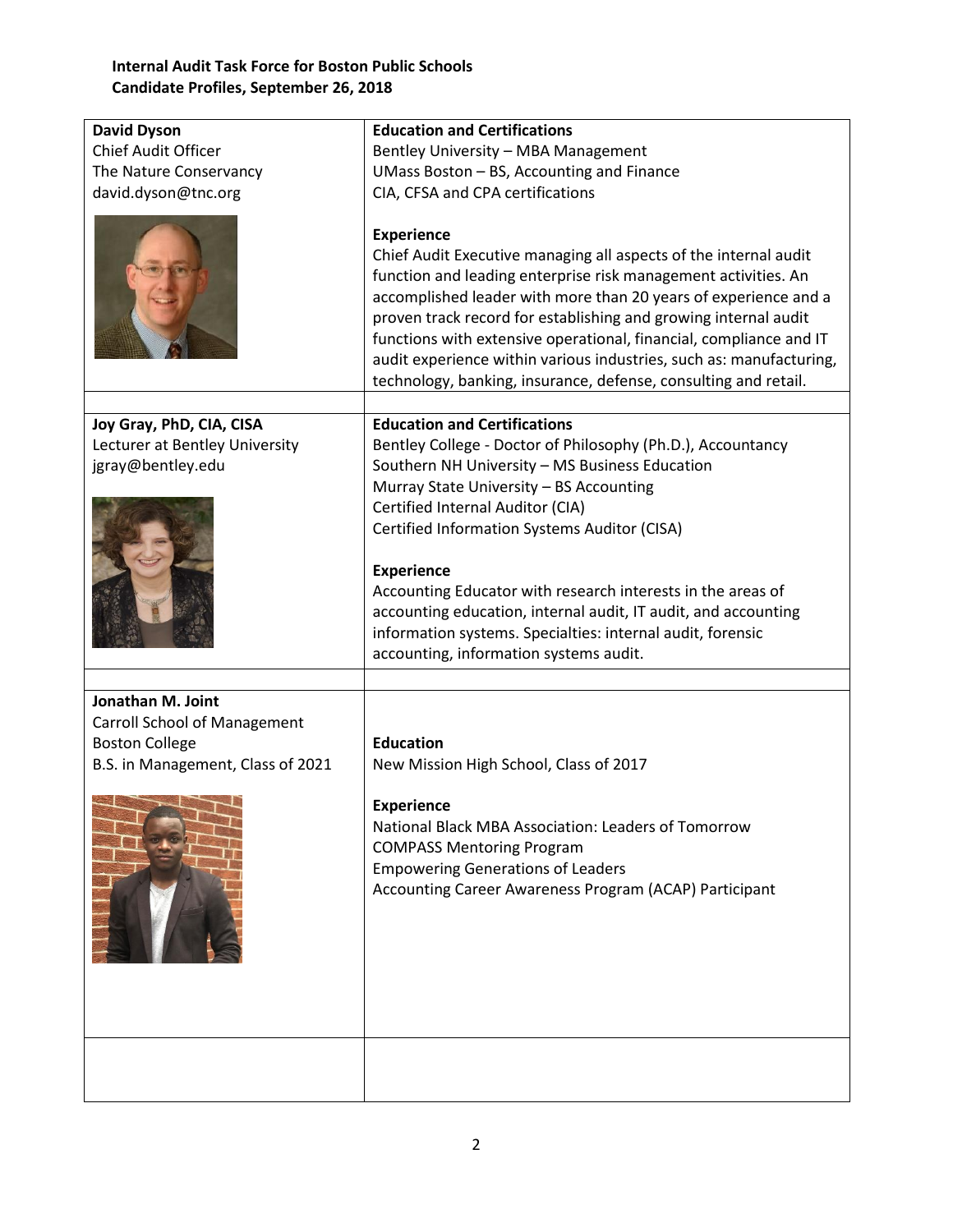**Internal Audit Task Force for Boston Public Schools**
**Candidate Profiles, September 26, 2018**

| | |
|---|---|
| **David Dyson**<br>Chief Audit Officer<br>The Nature Conservancy<br>david.dyson@tnc.org | **Education and Certifications**<br>Bentley University – MBA Management<br>UMass Boston – BS, Accounting and Finance<br>CIA, CFSA and CPA certifications<br><br>**Experience**<br>Chief Audit Executive managing all aspects of the internal audit function and leading enterprise risk management activities. An accomplished leader with more than 20 years of experience and a proven track record for establishing and growing internal audit functions with extensive operational, financial, compliance and IT audit experience within various industries, such as: manufacturing, technology, banking, insurance, defense, consulting and retail. |
| | |
| **Joy Gray, PhD, CIA, CISA**<br>Lecturer at Bentley University<br>jgray@bentley.edu | **Education and Certifications**<br>Bentley College - Doctor of Philosophy (Ph.D.), Accountancy<br>Southern NH University – MS Business Education<br>Murray State University – BS Accounting<br>Certified Internal Auditor (CIA)<br>Certified Information Systems Auditor (CISA)<br><br>**Experience**<br>Accounting Educator with research interests in the areas of accounting education, internal audit, IT audit, and accounting information systems. Specialties: internal audit, forensic accounting, information systems audit. |
| | |
| **Jonathan M. Joint**<br>Carroll School of Management<br>Boston College<br>B.S. in Management, Class of 2021 | **Education**<br>New Mission High School, Class of 2017<br><br>**Experience**<br>National Black MBA Association: Leaders of Tomorrow<br>COMPASS Mentoring Program<br>Empowering Generations of Leaders<br>Accounting Career Awareness Program (ACAP) Participant |
| | |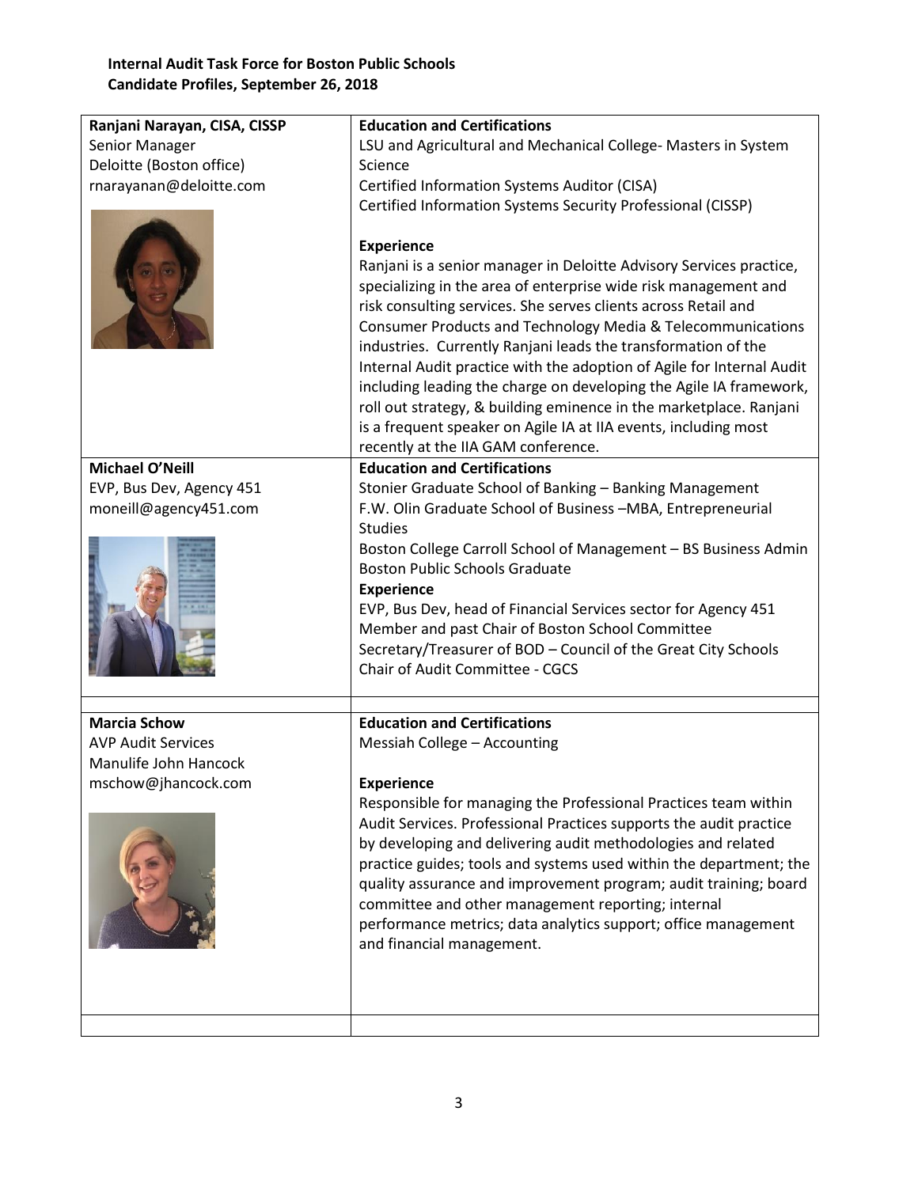**Internal Audit Task Force for Boston Public Schools**
**Candidate Profiles, September 26, 2018**

| | |
|---|---|
| **Ranjani Narayan, CISA, CISSP**<br>Senior Manager<br>Deloitte (Boston office)<br>rnarayanan@deloitte.com | **Education and Certifications**<br>LSU and Agricultural and Mechanical College- Masters in System Science<br>Certified Information Systems Auditor (CISA)<br>Certified Information Systems Security Professional (CISSP)<br><br>**Experience**<br>Ranjani is a senior manager in Deloitte Advisory Services practice, specializing in the area of enterprise wide risk management and risk consulting services. She serves clients across Retail and Consumer Products and Technology Media & Telecommunications industries. Currently Ranjani leads the transformation of the Internal Audit practice with the adoption of Agile for Internal Audit including leading the charge on developing the Agile IA framework, roll out strategy, & building eminence in the marketplace. Ranjani is a frequent speaker on Agile IA at IIA events, including most recently at the IIA GAM conference. |
| **Michael O'Neill**<br>EVP, Bus Dev, Agency 451<br>moneill@agency451.com | **Education and Certifications**<br>Stonier Graduate School of Banking – Banking Management<br>F.W. Olin Graduate School of Business –MBA, Entrepreneurial Studies<br>Boston College Carroll School of Management – BS Business Admin<br>Boston Public Schools Graduate<br>**Experience**<br>EVP, Bus Dev, head of Financial Services sector for Agency 451<br>Member and past Chair of Boston School Committee<br>Secretary/Treasurer of BOD – Council of the Great City Schools<br>Chair of Audit Committee - CGCS |
| | |
| **Marcia Schow**<br>AVP Audit Services<br>Manulife John Hancock<br>mschow@jhancock.com | **Education and Certifications**<br>Messiah College – Accounting<br><br>**Experience**<br>Responsible for managing the Professional Practices team within Audit Services. Professional Practices supports the audit practice by developing and delivering audit methodologies and related practice guides; tools and systems used within the department; the quality assurance and improvement program; audit training; board committee and other management reporting; internal performance metrics; data analytics support; office management and financial management. |
| | |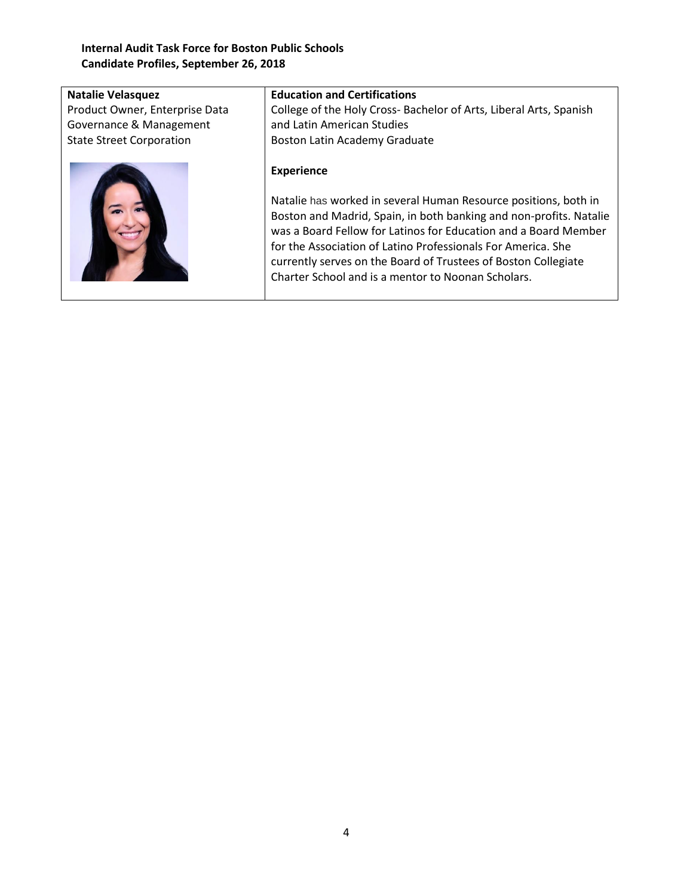**Internal Audit Task Force for Boston Public Schools**
**Candidate Profiles, September 26, 2018**

| | |
|---|---|
| **Natalie Velasquez**<br>Product Owner, Enterprise Data Governance & Management<br>State Street Corporation | **Education and Certifications**<br>College of the Holy Cross- Bachelor of Arts, Liberal Arts, Spanish and Latin American Studies<br>Boston Latin Academy Graduate<br><br>**Experience**<br><br>Natalie has worked in several Human Resource positions, both in Boston and Madrid, Spain, in both banking and non-profits. Natalie was a Board Fellow for Latinos for Education and a Board Member for the Association of Latino Professionals For America. She currently serves on the Board of Trustees of Boston Collegiate Charter School and is a mentor to Noonan Scholars. |